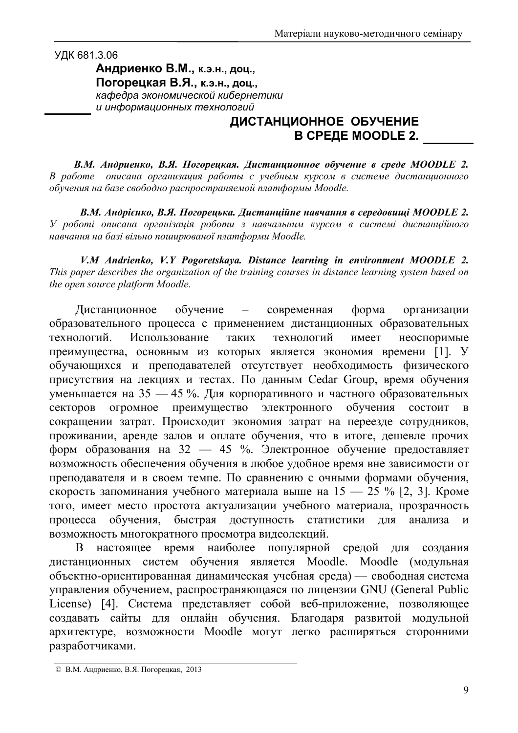УДК 681.3.06

**Андриенко В.М.,** **к.э.н., доц.,**
**Погорецкая В.Я.,** **к.э.н., доц.,**
*кафедра экономической кибернетики*
*и информационных технологий*

# ДИСТАНЦИОННОЕ ОБУЧЕНИЕ В СРЕДЕ MOODLE 2.

***В.М. Андриенко, В.Я. Погорецкая. Дистанционное обучение в среде MOODLE 2.*** *В работе описана организация работы с учебным курсом в системе дистанционного обучения на базе свободно распространяемой платформы Moodle.*

***В.М. Андрієнко, В.Я. Погорецька. Дистанційне навчання в середовищі MOODLE 2.*** *У роботі описана організація роботи з навчальним курсом в системі дистанційного навчання на базі вільно поширюваної платформи Moodle.*

***V.M Andrienko, V.Y Pogoretskaya. Distance learning in environment MOODLE 2.*** *This paper describes the organization of the training courses in distance learning system based on the open source platform Moodle.*

Дистанционное обучение – современная форма организации образовательного процесса с применением дистанционных образовательных технологий. Использование таких технологий имеет неоспоримые преимущества, основным из которых является экономия времени [1]. У обучающихся и преподавателей отсутствует необходимость физического присутствия на лекциях и тестах. По данным Cedar Group, время обучения уменьшается на 35 — 45 %. Для корпоративного и частного образовательных секторов огромное преимущество электронного обучения состоит в сокращении затрат. Происходит экономия затрат на переезде сотрудников, проживании, аренде залов и оплате обучения, что в итоге, дешевле прочих форм образования на 32 — 45 %. Электронное обучение предоставляет возможность обеспечения обучения в любое удобное время вне зависимости от преподавателя и в своем темпе. По сравнению с очными формами обучения, скорость запоминания учебного материала выше на 15 — 25 % [2, 3]. Кроме того, имеет место простота актуализации учебного материала, прозрачность процесса обучения, быстрая доступность статистики для анализа и возможность многократного просмотра видеолекций.

В настоящее время наиболее популярной средой для создания дистанционных систем обучения является Moodle. Moodle (модульная объектно-ориентированная динамическая учебная среда) — свободная система управления обучением, распространяющаяся по лицензии GNU (General Public License) [4]. Система представляет собой веб-приложение, позволяющее создавать сайты для онлайн обучения. Благодаря развитой модульной архитектуре, возможности Moodle могут легко расширяться сторонними разработчиками.

© В.М. Андриенко, В.Я. Погорецкая, 2013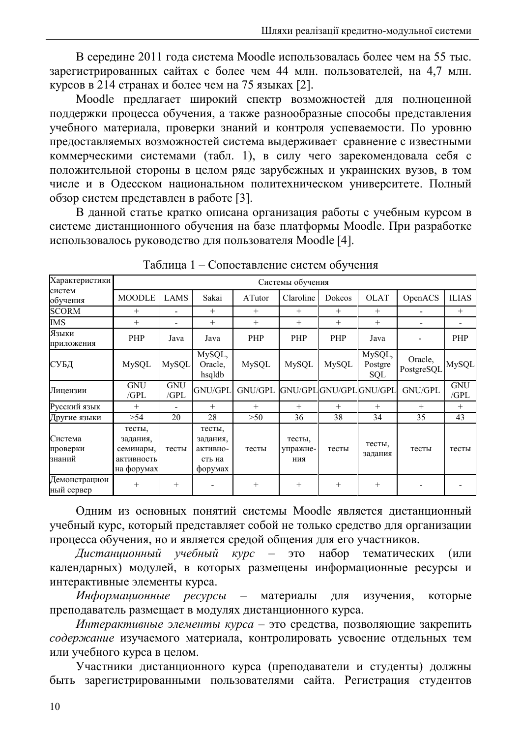В середине 2011 года система Moodle использовалась более чем на 55 тыс. зарегистрированных сайтах с более чем 44 млн. пользователей, на 4,7 млн. курсов в 214 странах и более чем на 75 языках [2].

Moodle предлагает широкий спектр возможностей для полноценной поддержки процесса обучения, а также разнообразные способы представления учебного материала, проверки знаний и контроля успеваемости. По уровню предоставляемых возможностей система выдерживает сравнение с известными коммерческими системами (табл. 1), в силу чего зарекомендовала себя с положительной стороны в целом ряде зарубежных и украинских вузов, в том числе и в Одесском национальном политехническом университете. Полный обзор систем представлен в работе [3].

В данной статье кратко описана организация работы с учебным курсом в системе дистанционного обучения на базе платформы Moodle. При разработке использовалось руководство для пользователя Moodle [4].

Таблица 1 – Сопоставление систем обучения

| Характеристики систем обучения | Системы обучения | | | | | | | | |
|---|---|---|---|---|---|---|---|---|---|
| | MOODLE | LAMS | Sakai | ATutor | Claroline | Dokeos | OLAT | OpenACS | ILIAS |
| SCORM | + | - | + | + | + | + | + | - | + |
| IMS | + | - | + | + | + | + | + | - | - |
| Языки приложения | PHP | Java | Java | PHP | PHP | PHP | Java | - | PHP |
| СУБД | MySQL | MySQL | MySQL, Oracle, hsqldb | MySQL | MySQL | MySQL | MySQL, Postgre SQL | Oracle, PostgreSQL | MySQL |
| Лицензии | GNU /GPL | GNU /GPL | GNU/GPL | GNU/GPL | GNU/GPL | GNU/GPL | GNU/GPL | GNU/GPL | GNU /GPL |
| Русский язык | + | - | + | + | + | + | + | + | + |
| Другие языки | >54 | 20 | 28 | >50 | 36 | 38 | 34 | 35 | 43 |
| Система проверки знаний | тесты, задания, семинары, активность на форумах | тесты | тесты, задания, активность на форумах | тесты | тесты, упражнения | тесты | тесты, задания | тесты | тесты |
| Демонстрационный сервер | + | + | - | + | + | + | + | - | - |

Одним из основных понятий системы Moodle является дистанционный учебный курс, который представляет собой не только средство для организации процесса обучения, но и является средой общения для его участников.

*Дистанционный учебный курс* – это набор тематических (или календарных) модулей, в которых размещены информационные ресурсы и интерактивные элементы курса.

*Информационные ресурсы* – материалы для изучения, которые преподаватель размещает в модулях дистанционного курса.

*Интерактивные элементы курса* – это средства, позволяющие закрепить *содержание* изучаемого материала, контролировать усвоение отдельных тем или учебного курса в целом.

Участники дистанционного курса (преподаватели и студенты) должны быть зарегистрированными пользователями сайта. Регистрация студентов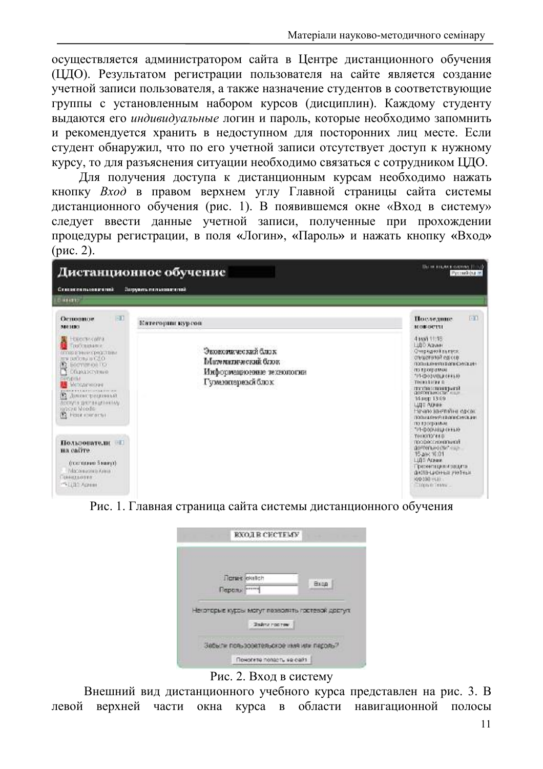осуществляется администратором сайта в Центре дистанционного обучения (ЦДО). Результатом регистрации пользователя на сайте является создание учетной записи пользователя, а также назначение студентов в соответствующие группы с установленным набором курсов (дисциплин). Каждому студенту выдаются его *индивидуальные* логин и пароль, которые необходимо запомнить и рекомендуется хранить в недоступном для посторонних лиц месте. Если студент обнаружил, что по его учетной записи отсутствует доступ к нужному курсу, то для разъяснения ситуации необходимо связаться с сотрудником ЦДО.

Для получения доступа к дистанционным курсам необходимо нажать кнопку *Вход* в правом верхнем углу Главной страницы сайта системы дистанционного обучения (рис. 1). В появившемся окне «Вход в систему» следует ввести данные учетной записи, полученные при прохождении процедуры регистрации, в поля «Логин», «Пароль» и нажать кнопку «Вход» (рис. 2).

Рис. 1. Главная страница сайта системы дистанционного обучения

Рис. 2. Вход в систему

Внешний вид дистанционного учебного курса представлен на рис. 3. В левой верхней части окна курса в области навигационной полосы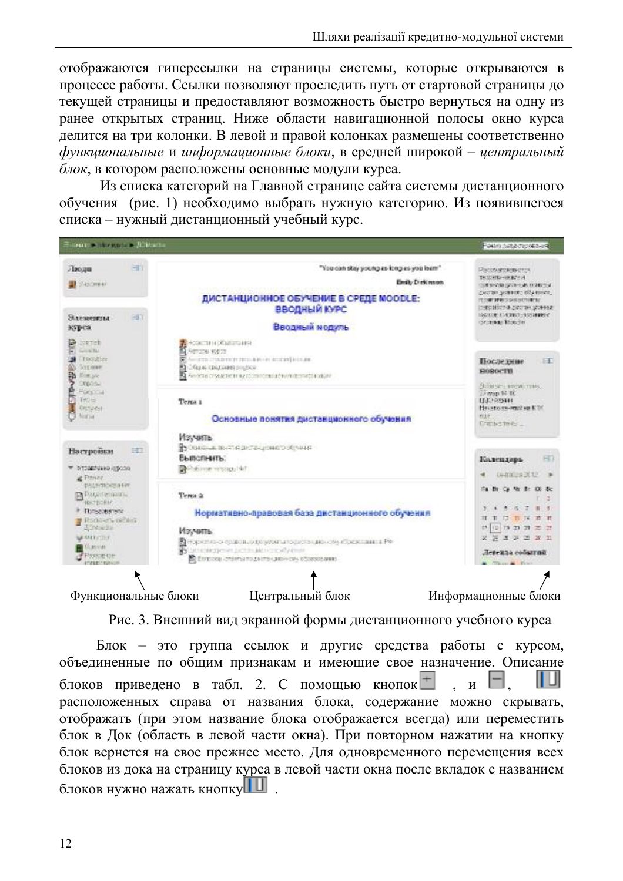отображаются гиперссылки на страницы системы, которые открываются в процессе работы. Ссылки позволяют проследить путь от стартовой страницы до текущей страницы и предоставляют возможность быстро вернуться на одну из ранее открытых страниц. Ниже области навигационной полосы окно курса делится на три колонки. В левой и правой колонках размещены соответственно *функциональные* и *информационные блоки*, в средней широкой – *центральный блок*, в котором расположены основные модули курса.

Из списка категорий на Главной странице сайта системы дистанционного обучения (рис. 1) необходимо выбрать нужную категорию. Из появившегося списка – нужный дистанционный учебный курс.

Функциональные блоки Центральный блок Информационные блоки

Рис. 3. Внешний вид экранной формы дистанционного учебного курса

Блок – это группа ссылок и другие средства работы с курсом, объединенные по общим признакам и имеющие свое назначение. Описание блоков приведено в табл. 2. С помощью кнопок , и , расположенных справа от названия блока, содержание можно скрывать, отображать (при этом название блока отображается всегда) или переместить блок в Док (область в левой части окна). При повторном нажатии на кнопку блок вернется на свое прежнее место. Для одновременного перемещения всех блоков из дока на страницу курса в левой части окна после вкладок с названием блоков нужно нажать кнопку .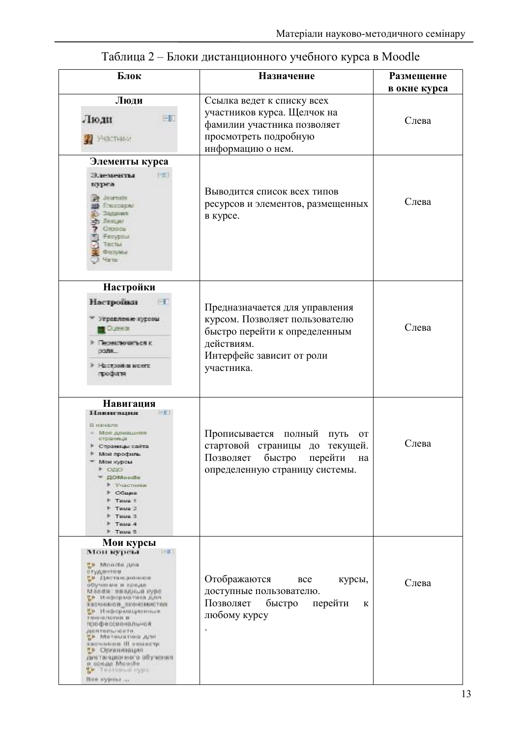Таблица 2 – Блоки дистанционного учебного курса в Moodle

| Блок | Назначение | Размещение в окне курса |
|---|---|---|
| **Люди** | Ссылка ведет к списку всех участников курса. Щелчок на фамилии участника позволяет просмотреть подробную информацию о нем. | Слева |
| **Элементы курса** | Выводится список всех типов ресурсов и элементов, размещенных в курсе. | Слева |
| **Настройки** | Предназначается для управления курсом. Позволяет пользователю быстро перейти к определенным действиям. Интерфейс зависит от роли участника. | Слева |
| **Навигация** | Прописывается полный путь от стартовой страницы до текущей. Позволяет быстро перейти на определенную страницу системы. | Слева |
| **Мои курсы** | Отображаются все курсы, доступные пользователю. Позволяет быстро перейти к любому курсу . | Слева |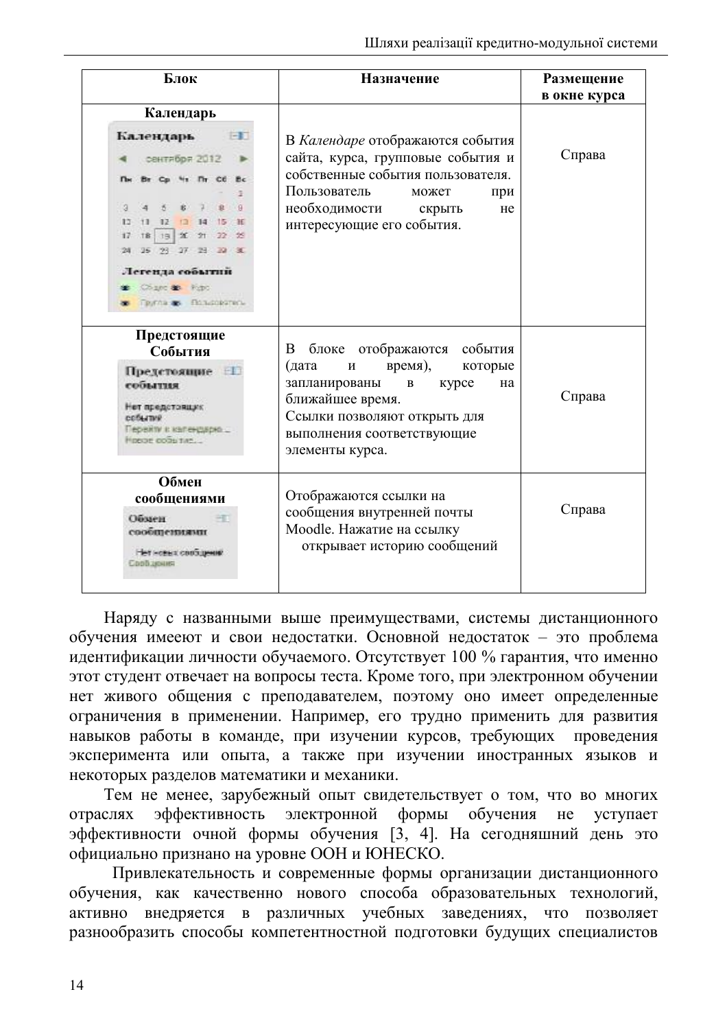| Блок | Назначение | Размещение в окне курса |
|---|---|---|
| Календарь | В *Календаре* отображаются события сайта, курса, групповые события и собственные события пользователя. Пользователь может при необходимости скрыть не интересующие его события. | Справа |
| Предстоящие События | В блоке отображаются события (дата и время), которые запланированы в курсе на ближайшее время. Ссылки позволяют открыть для выполнения соответствующие элементы курса. | Справа |
| Обмен сообщениями | Отображаются ссылки на сообщения внутренней почты Moodle. Нажатие на ссылку открывает историю сообщений | Справа |

Наряду с названными выше преимуществами, системы дистанционного обучения имееют и свои недостатки. Основной недостаток – это проблема идентификации личности обучаемого. Отсутствует 100 % гарантия, что именно этот студент отвечает на вопросы теста. Кроме того, при электронном обучении нет живого общения с преподавателем, поэтому оно имеет определенные ограничения в применении. Например, его трудно применить для развития навыков работы в команде, при изучении курсов, требующих проведения эксперимента или опыта, а также при изучении иностранных языков и некоторых разделов математики и механики.

Тем не менее, зарубежный опыт свидетельствует о том, что во многих отраслях эффективность электронной формы обучения не уступает эффективности очной формы обучения [3, 4]. На сегодняшний день это официально признано на уровне ООН и ЮНЕСКО.

Привлекательность и современные формы организации дистанционного обучения, как качественно нового способа образовательных технологий, активно внедряется в различных учебных заведениях, что позволяет разнообразить способы компетентностной подготовки будущих специалистов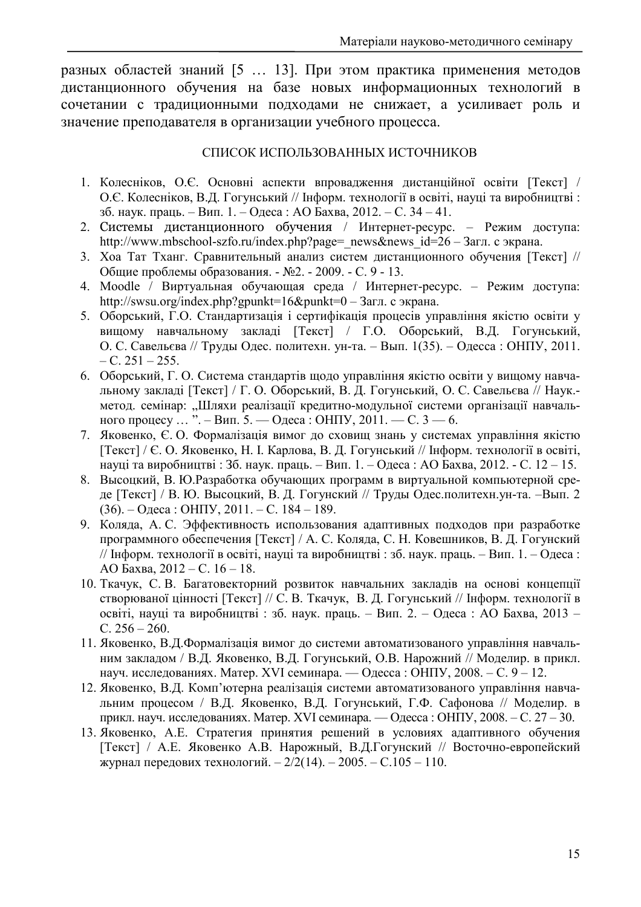разных областей знаний [5 … 13]. При этом практика применения методов дистанционного обучения на базе новых информационных технологий в сочетании с традиционными подходами не снижает, а усиливает роль и значение преподавателя в организации учебного процесса.

## СПИСОК ИСПОЛЬЗОВАННЫХ ИСТОЧНИКОВ

1. Колесніков, О.Є. Основні аспекти впровадження дистанційної освіти [Текст] / О.Є. Колесніков, В.Д. Гогунський // Інформ. технології в освіті, науці та виробництві : зб. наук. праць. – Вип. 1. – Одеса : АО Бахва, 2012. – С. 34 – 41.
2. Системы дистанционного обучения / Интернет-ресурс. – Режим доступа: http://www.mbschool-szfo.ru/index.php?page=_news&news_id=26 – Загл. с экрана.
3. Хоа Тат Тханг. Сравнительный анализ систем дистанционного обучения [Текст] // Общие проблемы образования. - №2. - 2009. - С. 9 - 13.
4. Moodle / Виртуальная обучающая среда / Интернет-ресурс. – Режим доступа: http://swsu.org/index.php?gpunkt=16&punkt=0 – Загл. с экрана.
5. Оборський, Г.О. Стандартизація і сертифікація процесів управління якістю освіти у вищому навчальному закладі [Текст] / Г.О. Оборський, В.Д. Гогунський, О. С. Савельєва // Труды Одес. политехн. ун-та. – Вып. 1(35). – Одесса : ОНПУ, 2011. – С. 251 – 255.
6. Оборський, Г. О. Система стандартів щодо управління якістю освіти у вищому навчальному закладі [Текст] / Г. О. Оборський, В. Д. Гогунський, О. С. Савельєва // Наук.-метод. семінар: „Шляхи реалізації кредитно-модульної системи організації навчального процесу … ”. – Вип. 5. — Одеса : ОНПУ, 2011. — С. 3 — 6.
7. Яковенко, Є. О. Формалізація вимог до сховищ знань у системах управління якістю [Текст] / Є. О. Яковенко, Н. І. Карлова, В. Д. Гогунський // Інформ. технології в освіті, науці та виробництві : Зб. наук. праць. – Вип. 1. – Одеса : АО Бахва, 2012. - С. 12 – 15.
8. Высоцкий, В. Ю.Разработка обучающих программ в виртуальной компьютерной среде [Текст] / В. Ю. Высоцкий, В. Д. Гогунский // Труды Одес.политехн.ун-та. –Вып. 2 (36). – Одеса : ОНПУ, 2011. – С. 184 – 189.
9. Коляда, А. С. Эффективность использования адаптивных подходов при разработке программного обеспечения [Текст] / А. С. Коляда, С. Н. Ковешников, В. Д. Гогунский // Інформ. технології в освіті, науці та виробництві : зб. наук. праць. – Вип. 1. – Одеса : АО Бахва, 2012 – С. 16 – 18.
10. Ткачук, С. В. Багатовекторний розвиток навчальних закладів на основі концепції створюваної цінності [Текст] // С. В. Ткачук, В. Д. Гогунський // Інформ. технології в освіті, науці та виробництві : зб. наук. праць. – Вип. 2. – Одеса : АО Бахва, 2013 – С. 256 – 260.
11. Яковенко, В.Д.Формалізація вимог до системи автоматизованого управління навчальним закладом / В.Д. Яковенко, В.Д. Гогунський, О.В. Нарожний // Моделир. в прикл. науч. исследованиях. Матер. XVI семинара. — Одесса : ОНПУ, 2008. – С. 9 – 12.
12. Яковенко, В.Д. Комп'ютерна реалізація системи автоматизованого управління навчальним процесом / В.Д. Яковенко, В.Д. Гогунський, Г.Ф. Сафонова // Моделир. в прикл. науч. исследованиях. Матер. XVI семинара. — Одесса : ОНПУ, 2008. – С. 27 – 30.
13. Яковенко, А.Е. Стратегия принятия решений в условиях адаптивного обучения [Текст] / А.Е. Яковенко А.В. Нарожный, В.Д.Гогунский // Восточно-европейский журнал передовых технологий. – 2/2(14). – 2005. – С.105 – 110.